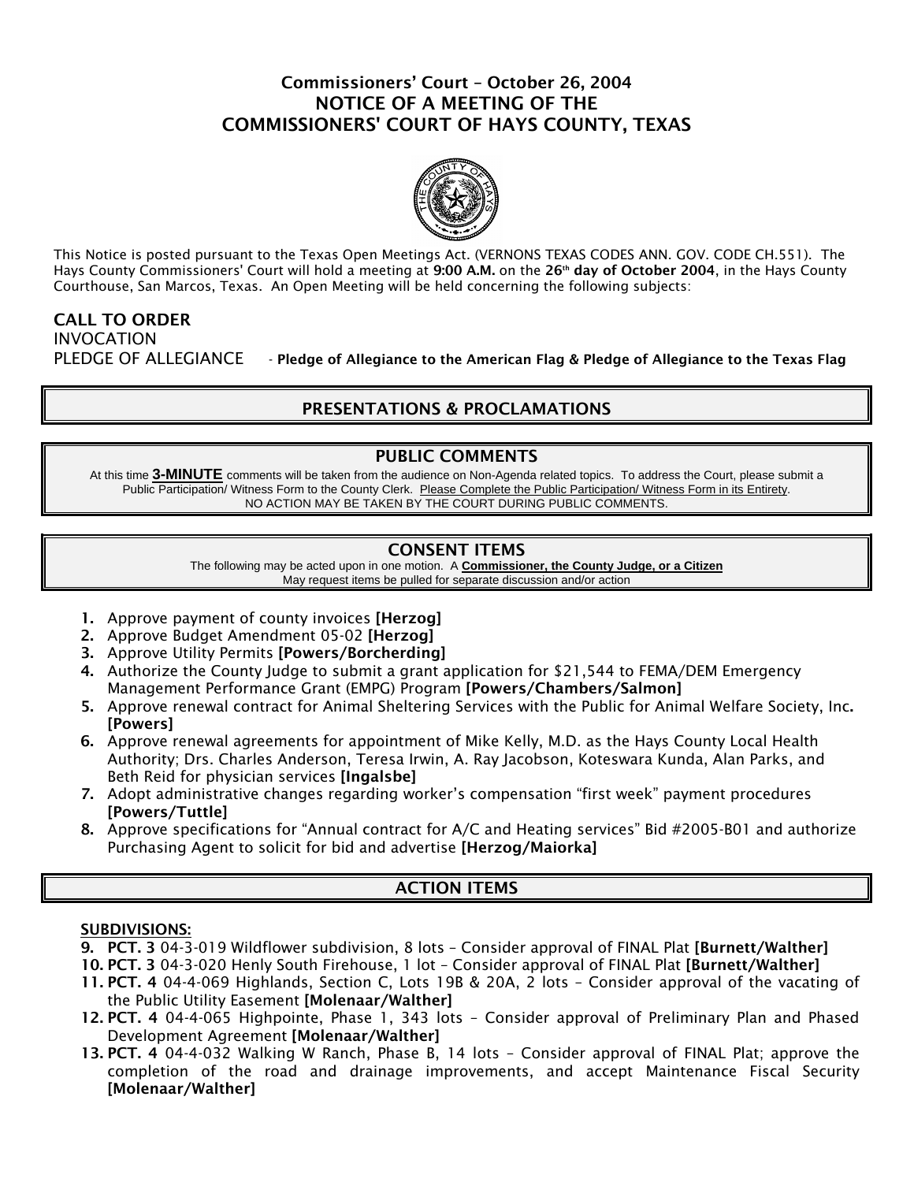# Commissioners' Court – October 26, 2004
# NOTICE OF A MEETING OF THE COMMISSIONERS' COURT OF HAYS COUNTY, TEXAS

This Notice is posted pursuant to the Texas Open Meetings Act. (VERNONS TEXAS CODES ANN. GOV. CODE CH.551). The Hays County Commissioners' Court will hold a meeting at **9:00 A.M.** on the **26th day of October 2004**, in the Hays County Courthouse, San Marcos, Texas. An Open Meeting will be held concerning the following subjects:

**CALL TO ORDER**
INVOCATION
PLEDGE OF ALLEGIANCE - **Pledge of Allegiance to the American Flag & Pledge of Allegiance to the Texas Flag**

## PRESENTATIONS & PROCLAMATIONS

## PUBLIC COMMENTS

At this time **3-MINUTE** comments will be taken from the audience on Non-Agenda related topics. To address the Court, please submit a Public Participation/ Witness Form to the County Clerk. Please Complete the Public Participation/ Witness Form in its Entirety.
NO ACTION MAY BE TAKEN BY THE COURT DURING PUBLIC COMMENTS.

## CONSENT ITEMS

The following may be acted upon in one motion. A **Commissioner, the County Judge, or a Citizen** May request items be pulled for separate discussion and/or action

1. Approve payment of county invoices **[Herzog]**
2. Approve Budget Amendment 05-02 **[Herzog]**
3. Approve Utility Permits **[Powers/Borcherding]**
4. Authorize the County Judge to submit a grant application for $21,544 to FEMA/DEM Emergency Management Performance Grant (EMPG) Program **[Powers/Chambers/Salmon]**
5. Approve renewal contract for Animal Sheltering Services with the Public for Animal Welfare Society, Inc. **[Powers]**
6. Approve renewal agreements for appointment of Mike Kelly, M.D. as the Hays County Local Health Authority; Drs. Charles Anderson, Teresa Irwin, A. Ray Jacobson, Koteswara Kunda, Alan Parks, and Beth Reid for physician services **[Ingalsbe]**
7. Adopt administrative changes regarding worker's compensation "first week" payment procedures **[Powers/Tuttle]**
8. Approve specifications for "Annual contract for A/C and Heating services" Bid #2005-B01 and authorize Purchasing Agent to solicit for bid and advertise **[Herzog/Maiorka]**

## ACTION ITEMS

**SUBDIVISIONS:**

9. **PCT. 3** 04-3-019 Wildflower subdivision, 8 lots – Consider approval of FINAL Plat **[Burnett/Walther]**
10. **PCT. 3** 04-3-020 Henly South Firehouse, 1 lot – Consider approval of FINAL Plat **[Burnett/Walther]**
11. **PCT. 4** 04-4-069 Highlands, Section C, Lots 19B & 20A, 2 lots – Consider approval of the vacating of the Public Utility Easement **[Molenaar/Walther]**
12. **PCT. 4** 04-4-065 Highpointe, Phase 1, 343 lots - Consider approval of Preliminary Plan and Phased Development Agreement **[Molenaar/Walther]**
13. **PCT. 4** 04-4-032 Walking W Ranch, Phase B, 14 lots – Consider approval of FINAL Plat; approve the completion of the road and drainage improvements, and accept Maintenance Fiscal Security **[Molenaar/Walther]**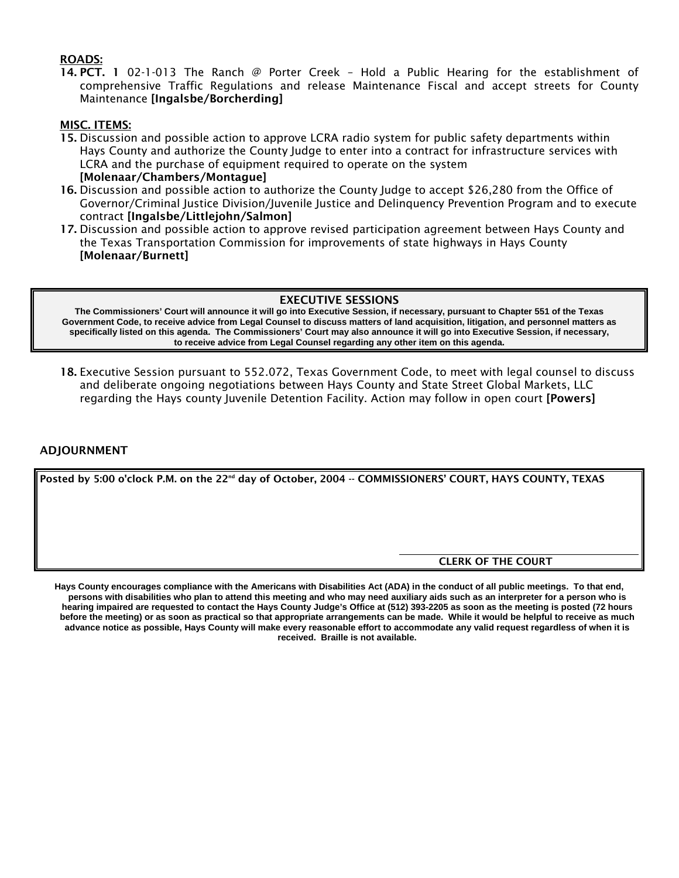**ROADS:**

14. **PCT. 1** 02-1-013 The Ranch @ Porter Creek – Hold a Public Hearing for the establishment of comprehensive Traffic Regulations and release Maintenance Fiscal and accept streets for County Maintenance **[Ingalsbe/Borcherding]**

**MISC. ITEMS:**

15. Discussion and possible action to approve LCRA radio system for public safety departments within Hays County and authorize the County Judge to enter into a contract for infrastructure services with LCRA and the purchase of equipment required to operate on the system **[Molenaar/Chambers/Montague]**
16. Discussion and possible action to authorize the County Judge to accept $26,280 from the Office of Governor/Criminal Justice Division/Juvenile Justice and Delinquency Prevention Program and to execute contract **[Ingalsbe/Littlejohn/Salmon]**
17. Discussion and possible action to approve revised participation agreement between Hays County and the Texas Transportation Commission for improvements of state highways in Hays County **[Molenaar/Burnett]**

**EXECUTIVE SESSIONS**

**The Commissioners' Court will announce it will go into Executive Session, if necessary, pursuant to Chapter 551 of the Texas Government Code, to receive advice from Legal Counsel to discuss matters of land acquisition, litigation, and personnel matters as specifically listed on this agenda. The Commissioners' Court may also announce it will go into Executive Session, if necessary, to receive advice from Legal Counsel regarding any other item on this agenda.**

18. Executive Session pursuant to 552.072, Texas Government Code, to meet with legal counsel to discuss and deliberate ongoing negotiations between Hays County and State Street Global Markets, LLC regarding the Hays county Juvenile Detention Facility. Action may follow in open court **[Powers]**

**ADJOURNMENT**

**Posted by 5:00 o'clock P.M. on the 22nd day of October, 2004 -- COMMISSIONERS' COURT, HAYS COUNTY, TEXAS**

**CLERK OF THE COURT**

**Hays County encourages compliance with the Americans with Disabilities Act (ADA) in the conduct of all public meetings. To that end, persons with disabilities who plan to attend this meeting and who may need auxiliary aids such as an interpreter for a person who is hearing impaired are requested to contact the Hays County Judge's Office at (512) 393-2205 as soon as the meeting is posted (72 hours before the meeting) or as soon as practical so that appropriate arrangements can be made. While it would be helpful to receive as much advance notice as possible, Hays County will make every reasonable effort to accommodate any valid request regardless of when it is received. Braille is not available.**